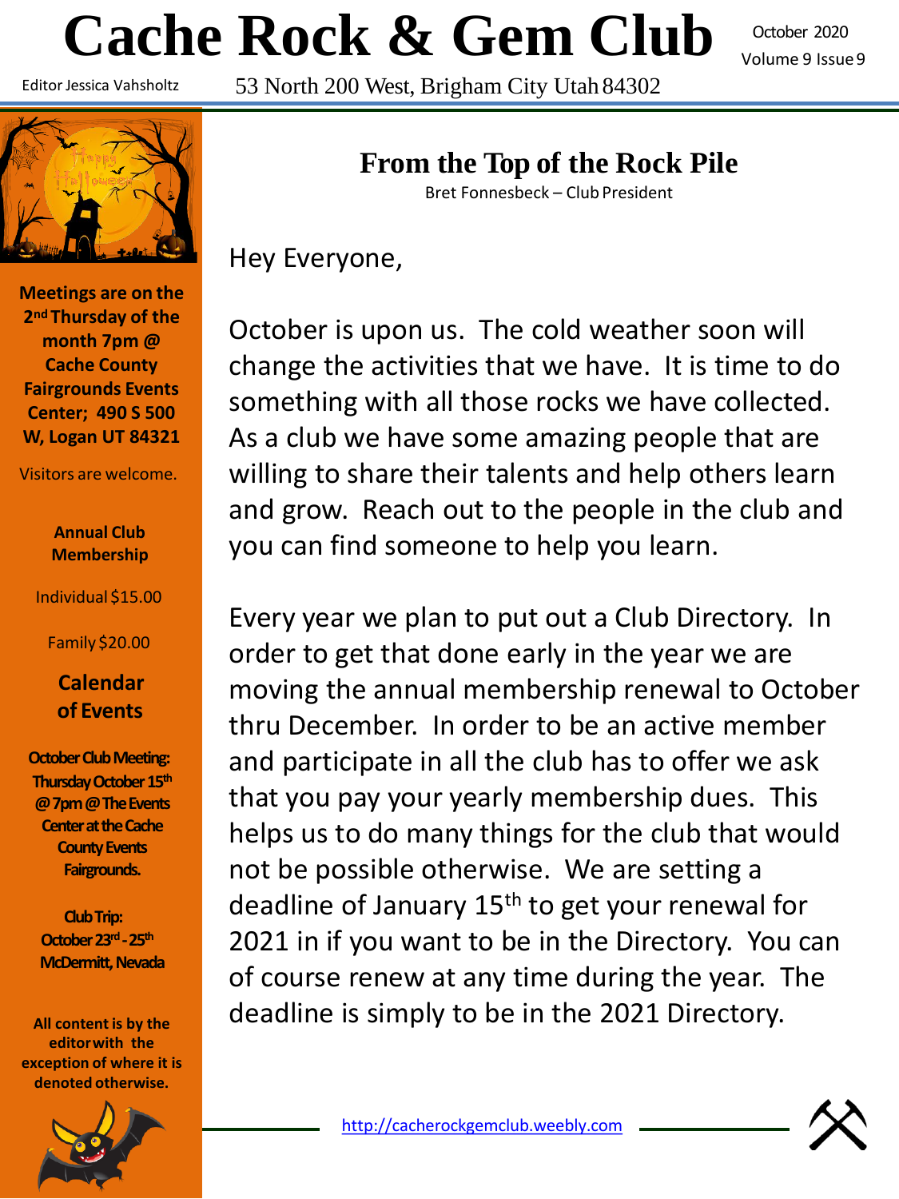# Cache Rock & Gem Club

October 2020
Volume 9 Issue 9

Editor Jessica Vahsholtz

53 North 200 West, Brigham City Utah 84302

**Meetings are on the 2nd Thursday of the month 7pm @ Cache County Fairgrounds Events Center; 490 S 500 W, Logan UT 84321**

Visitors are welcome.

**Annual Club Membership**

Individual $15.00

Family $20.00

**Calendar of Events**

**October Club Meeting: Thursday October 15th @ 7pm @ The Events Center at the Cache County Events Fairgrounds.**

**Club Trip: October 23rd - 25th McDermitt, Nevada**

**All content is by the editor with the exception of where it is denoted otherwise.**

## From the Top of the Rock Pile

Bret Fonnesbeck – Club President

Hey Everyone,

October is upon us. The cold weather soon will change the activities that we have. It is time to do something with all those rocks we have collected. As a club we have some amazing people that are willing to share their talents and help others learn and grow. Reach out to the people in the club and you can find someone to help you learn.

Every year we plan to put out a Club Directory. In order to get that done early in the year we are moving the annual membership renewal to October thru December. In order to be an active member and participate in all the club has to offer we ask that you pay your yearly membership dues. This helps us to do many things for the club that would not be possible otherwise. We are setting a deadline of January 15th to get your renewal for 2021 in if you want to be in the Directory. You can of course renew at any time during the year. The deadline is simply to be in the 2021 Directory.

http://cacherockgemclub.weebly.com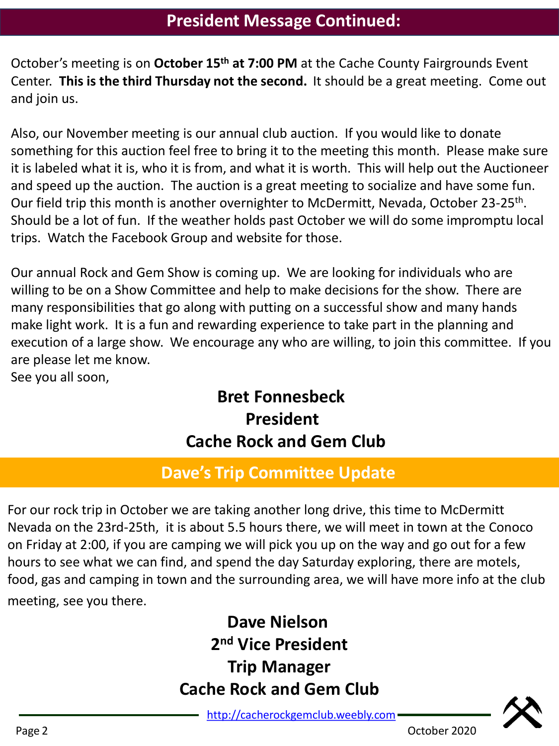## President Message Continued:

October's meeting is on **October 15th at 7:00 PM** at the Cache County Fairgrounds Event Center. **This is the third Thursday not the second.** It should be a great meeting. Come out and join us.

Also, our November meeting is our annual club auction. If you would like to donate something for this auction feel free to bring it to the meeting this month. Please make sure it is labeled what it is, who it is from, and what it is worth. This will help out the Auctioneer and speed up the auction. The auction is a great meeting to socialize and have some fun. Our field trip this month is another overnighter to McDermitt, Nevada, October 23-25th. Should be a lot of fun. If the weather holds past October we will do some impromptu local trips. Watch the Facebook Group and website for those.

Our annual Rock and Gem Show is coming up. We are looking for individuals who are willing to be on a Show Committee and help to make decisions for the show. There are many responsibilities that go along with putting on a successful show and many hands make light work. It is a fun and rewarding experience to take part in the planning and execution of a large show. We encourage any who are willing, to join this committee. If you are please let me know.

See you all soon,

**Bret Fonnesbeck**
**President**
**Cache Rock and Gem Club**

## Dave's Trip Committee Update

For our rock trip in October we are taking another long drive, this time to McDermitt Nevada on the 23rd-25th, it is about 5.5 hours there, we will meet in town at the Conoco on Friday at 2:00, if you are camping we will pick you up on the way and go out for a few hours to see what we can find, and spend the day Saturday exploring, there are motels, food, gas and camping in town and the surrounding area, we will have more info at the club meeting, see you there.

**Dave Nielson**
**2nd Vice President**
**Trip Manager**
**Cache Rock and Gem Club**

http://cacherockgemclub.weebly.com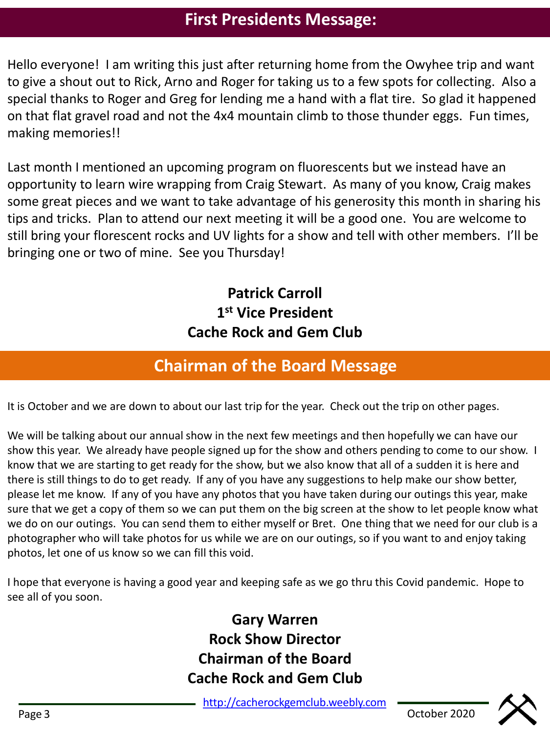## First Presidents Message:

Hello everyone! I am writing this just after returning home from the Owyhee trip and want to give a shout out to Rick, Arno and Roger for taking us to a few spots for collecting. Also a special thanks to Roger and Greg for lending me a hand with a flat tire. So glad it happened on that flat gravel road and not the 4x4 mountain climb to those thunder eggs. Fun times, making memories!!

Last month I mentioned an upcoming program on fluorescents but we instead have an opportunity to learn wire wrapping from Craig Stewart. As many of you know, Craig makes some great pieces and we want to take advantage of his generosity this month in sharing his tips and tricks. Plan to attend our next meeting it will be a good one. You are welcome to still bring your florescent rocks and UV lights for a show and tell with other members. I'll be bringing one or two of mine. See you Thursday!

**Patrick Carroll**
**1st Vice President**
**Cache Rock and Gem Club**

## Chairman of the Board Message

It is October and we are down to about our last trip for the year. Check out the trip on other pages.

We will be talking about our annual show in the next few meetings and then hopefully we can have our show this year. We already have people signed up for the show and others pending to come to our show. I know that we are starting to get ready for the show, but we also know that all of a sudden it is here and there is still things to do to get ready. If any of you have any suggestions to help make our show better, please let me know. If any of you have any photos that you have taken during our outings this year, make sure that we get a copy of them so we can put them on the big screen at the show to let people know what we do on our outings. You can send them to either myself or Bret. One thing that we need for our club is a photographer who will take photos for us while we are on our outings, so if you want to and enjoy taking photos, let one of us know so we can fill this void.

I hope that everyone is having a good year and keeping safe as we go thru this Covid pandemic. Hope to see all of you soon.

**Gary Warren**
**Rock Show Director**
**Chairman of the Board**
**Cache Rock and Gem Club**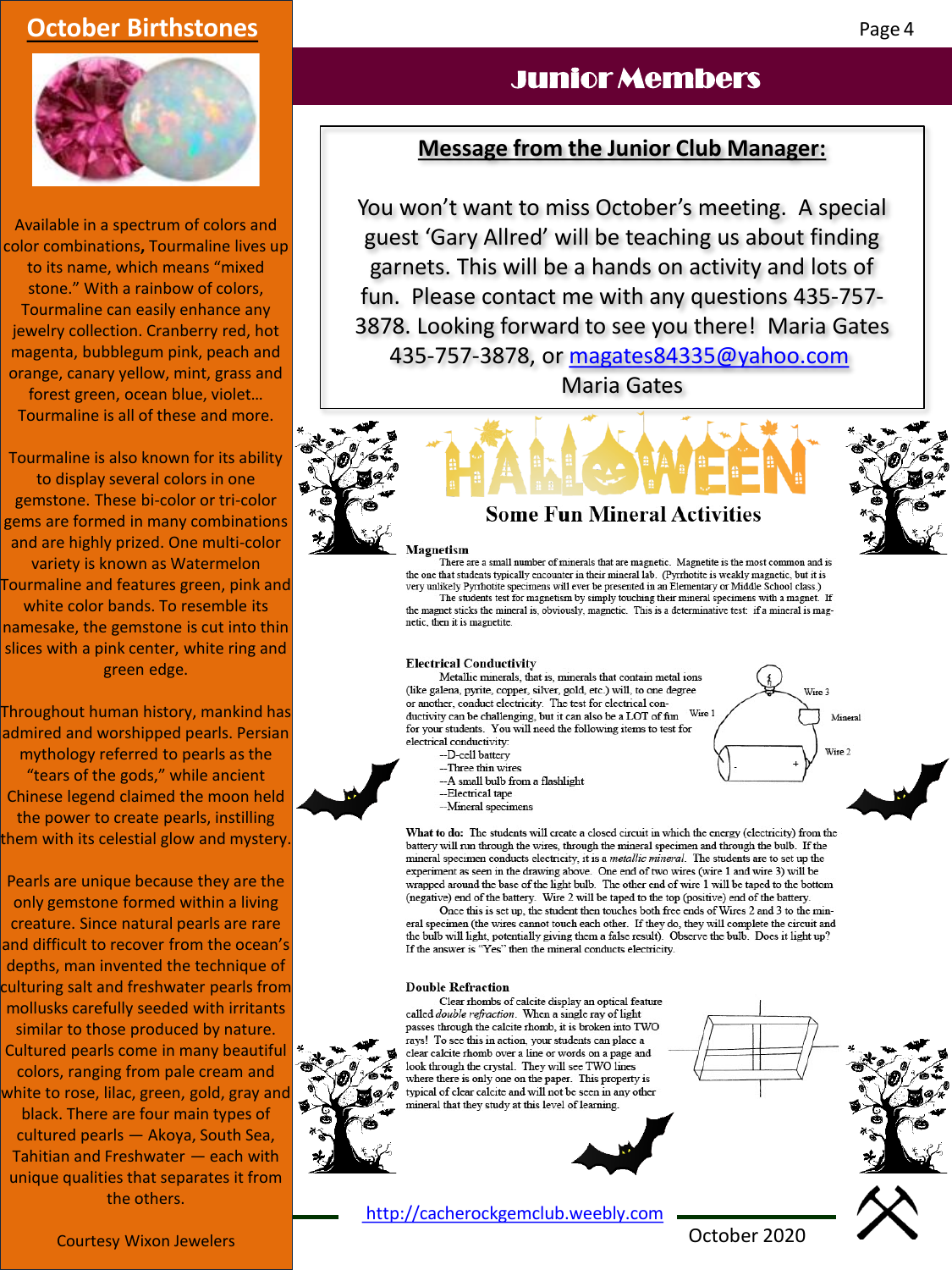## October Birthstones

Available in a spectrum of colors and color combinations**,** Tourmaline lives up to its name, which means "mixed stone." With a rainbow of colors, Tourmaline can easily enhance any jewelry collection. Cranberry red, hot magenta, bubblegum pink, peach and orange, canary yellow, mint, grass and forest green, ocean blue, violet… Tourmaline is all of these and more.

Tourmaline is also known for its ability to display several colors in one gemstone. These bi-color or tri-color gems are formed in many combinations and are highly prized. One multi-color variety is known as Watermelon Tourmaline and features green, pink and white color bands. To resemble its namesake, the gemstone is cut into thin slices with a pink center, white ring and green edge.

Throughout human history, mankind has admired and worshipped pearls. Persian mythology referred to pearls as the "tears of the gods," while ancient Chinese legend claimed the moon held the power to create pearls, instilling them with its celestial glow and mystery.

Pearls are unique because they are the only gemstone formed within a living creature. Since natural pearls are rare and difficult to recover from the ocean's depths, man invented the technique of culturing salt and freshwater pearls from mollusks carefully seeded with irritants similar to those produced by nature. Cultured pearls come in many beautiful colors, ranging from pale cream and white to rose, lilac, green, gold, gray and black. There are four main types of cultured pearls — Akoya, South Sea, Tahitian and Freshwater — each with unique qualities that separates it from the others.

Courtesy Wixon Jewelers

# Junior Members

## Message from the Junior Club Manager:

You won't want to miss October's meeting. A special guest 'Gary Allred' will be teaching us about finding garnets. This will be a hands on activity and lots of fun. Please contact me with any questions 435-757-3878. Looking forward to see you there! Maria Gates 435-757-3878, or magates84335@yahoo.com

Maria Gates

## HALLOWEEN

### Some Fun Mineral Activities

**Magnetism**

There are a small number of minerals that are magnetic. Magnetite is the most common and is the one that students typically encounter in their mineral lab. (Pyrrhotite is weakly magnetic, but it is very unlikely Pyrrhotite specimens will ever be presented in an Elementary or Middle School class.)

The students test for magnetism by simply touching their mineral specimens with a magnet. If the magnet sticks the mineral is, obviously, magnetic. This is a determinative test: if a mineral is magnetic, then it is magnetite.

**Electrical Conductivity**

Metallic minerals, that is, minerals that contain metal ions (like galena, pyrite, copper, silver, gold, etc.) will, to one degree or another, conduct electricity. The test for electrical conductivity can be challenging, but it can also be a LOT of fun for your students. You will need the following items to test for electrical conductivity:

- D-cell battery
- Three thin wires
- A small bulb from a flashlight
- Electrical tape
- Mineral specimens

**What to do:** The students will create a closed circuit in which the energy (electricity) from the battery will run through the wires, through the mineral specimen and through the bulb. If the mineral specimen conducts electricity, it is a *metallic mineral*. The students are to set up the experiment as seen in the drawing above. One end of two wires (wire 1 and wire 3) will be wrapped around the base of the light bulb. The other end of wire 1 will be taped to the bottom (negative) end of the battery. Wire 2 will be taped to the top (positive) end of the battery.

Once this is set up, the student then touches both free ends of Wires 2 and 3 to the mineral specimen (the wires cannot touch each other. If they do, they will complete the circuit and the bulb will light, potentially giving them a false result). Observe the bulb. Does it light up? If the answer is "Yes" then the mineral conducts electricity.

**Double Refraction**

Clear rhombs of calcite display an optical feature called *double refraction*. When a single ray of light passes through the calcite rhomb, it is broken into TWO rays! To see this in action, your students can place a clear calcite rhomb over a line or words on a page and look through the crystal. They will see TWO lines where there is only one on the paper. This property is typical of clear calcite and will not be seen in any other mineral that they study at this level of learning.

http://cacherockgemclub.weebly.com

October 2020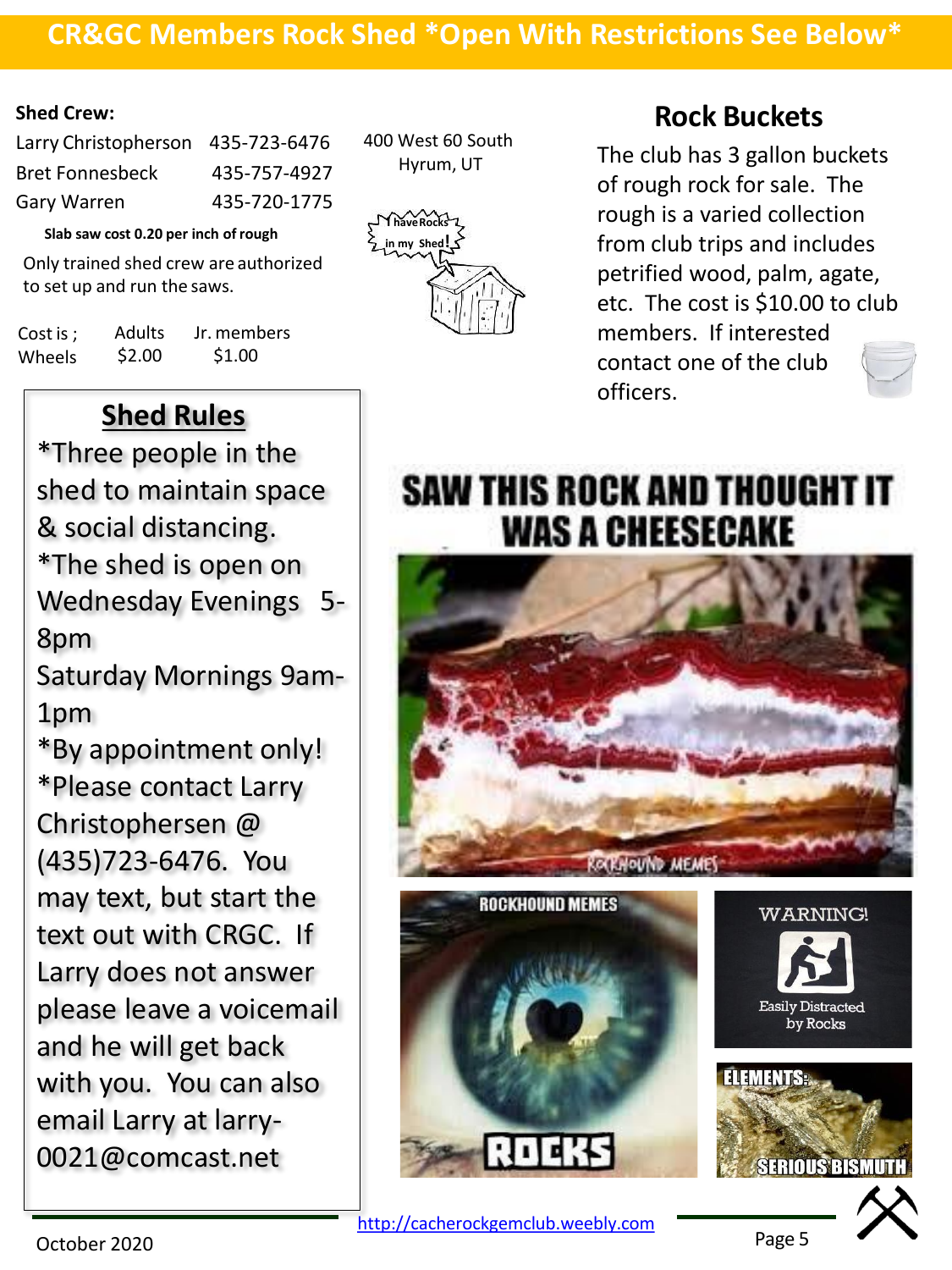# CR&GC Members Rock Shed *Open With Restrictions See Below*

**Shed Crew:**

| | |
|---|---|
| Larry Christopherson | 435-723-6476 |
| Bret Fonnesbeck | 435-757-4927 |
| Gary Warren | 435-720-1775 |

**Slab saw cost 0.20 per inch of rough**

Only trained shed crew are authorized to set up and run the saws.

| Cost is ; | Adults | Jr. members |
|---|---|---|
| Wheels | $2.00 | $1.00 |

400 West 60 South
Hyrum, UT

## Shed Rules

*Three people in the shed to maintain space & social distancing.
*The shed is open on Wednesday Evenings 5-8pm
Saturday Mornings 9am-1pm
*By appointment only!
*Please contact Larry Christophersen @ (435)723-6476. You may text, but start the text out with CRGC. If Larry does not answer please leave a voicemail and he will get back with you. You can also email Larry at larry-0021@comcast.net

## Rock Buckets

The club has 3 gallon buckets of rough rock for sale. The rough is a varied collection from club trips and includes petrified wood, palm, agate, etc. The cost is $10.00 to club members. If interested contact one of the club officers.

SAW THIS ROCK AND THOUGHT IT WAS A CHEESECAKE

http://cacherockgemclub.weebly.com

October 2020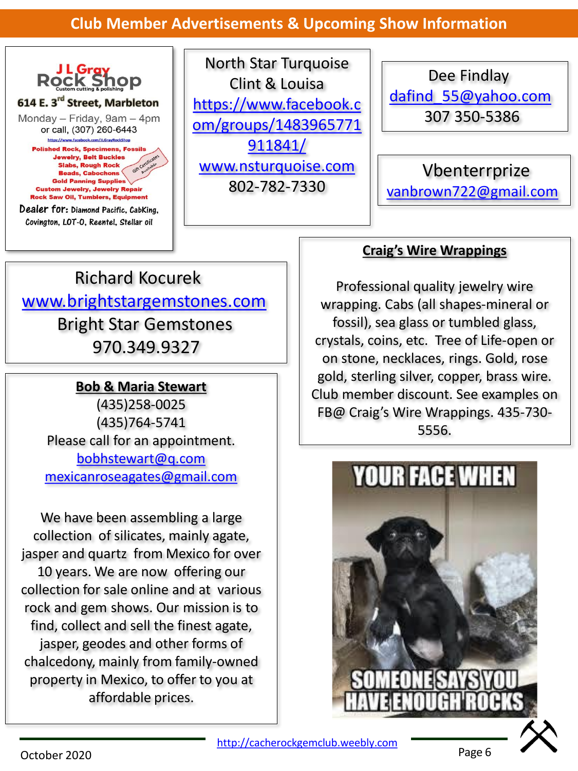## Club Member Advertisements & Upcoming Show Information

**J L Gray Rock Shop**
Custom cutting & polishing

**614 E. 3rd Street, Marbleton**

Monday – Friday, 9am – 4pm
or call, (307) 260-6443

https://www.facebook.com/JLGrayRockShop

Polished Rock, Specimens, Fossils
Jewelry, Belt Buckles
Slabs, Rough Rock
Beads, Cabochons
Gold Panning Supplies
Custom Jewelry, Jewelry Repair
Rock Saw Oil, Tumblers, Equipment

Gift Certificates Available

**Dealer for:** Diamond Pacific, CabKing, Covington, LOT-O, Reentel, Stellar oil

---

North Star Turquoise
Clint & Louisa
https://www.facebook.com/groups/1483965771911841/
www.nsturquoise.com
802-782-7330

---

Dee Findlay
dafind_55@yahoo.com
307 350-5386

---

Vbenterrprize
vanbrown722@gmail.com

---

Richard Kocurek
www.brightstargemstones.com
Bright Star Gemstones
970.349.9327

---

**Bob & Maria Stewart**

(435)258-0025
(435)764-5741
Please call for an appointment.
bobhstewart@q.com
mexicanroseagates@gmail.com

We have been assembling a large collection of silicates, mainly agate, jasper and quartz from Mexico for over 10 years. We are now offering our collection for sale online and at various rock and gem shows. Our mission is to find, collect and sell the finest agate, jasper, geodes and other forms of chalcedony, mainly from family-owned property in Mexico, to offer to you at affordable prices.

---

**Craig's Wire Wrappings**

Professional quality jewelry wire wrapping. Cabs (all shapes-mineral or fossil), sea glass or tumbled glass, crystals, coins, etc. Tree of Life-open or on stone, necklaces, rings. Gold, rose gold, sterling silver, copper, brass wire. Club member discount. See examples on FB@ Craig's Wire Wrappings. 435-730-5556.

---

YOUR FACE WHEN SOMEONE SAYS YOU HAVE ENOUGH ROCKS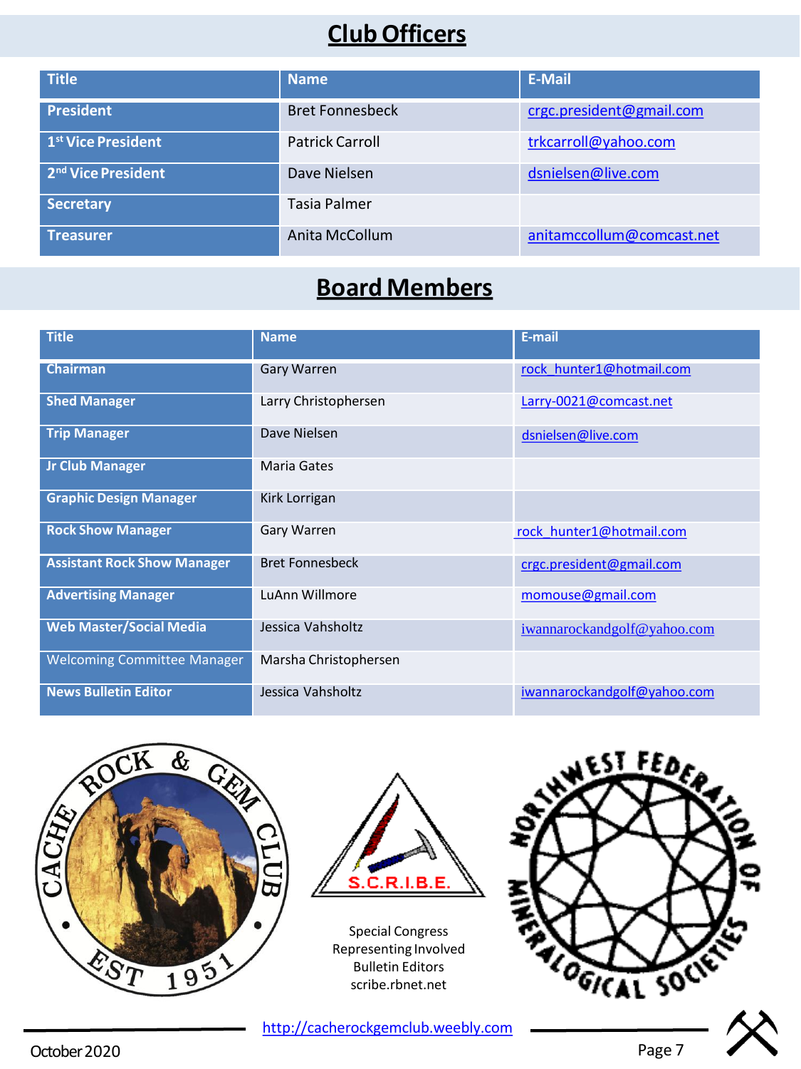## Club Officers

| Title | Name | E-Mail |
|---|---|---|
| President | Bret Fonnesbeck | crgc.president@gmail.com |
| 1st Vice President | Patrick Carroll | trkcarroll@yahoo.com |
| 2nd Vice President | Dave Nielsen | dsnielsen@live.com |
| Secretary | Tasia Palmer | |
| Treasurer | Anita McCollum | anitamccollum@comcast.net |

## Board Members

| Title | Name | E-mail |
|---|---|---|
| Chairman | Gary Warren | rock_hunter1@hotmail.com |
| Shed Manager | Larry Christophersen | Larry-0021@comcast.net |
| Trip Manager | Dave Nielsen | dsnielsen@live.com |
| Jr Club Manager | Maria Gates | |
| Graphic Design Manager | Kirk Lorrigan | |
| Rock Show Manager | Gary Warren | rock_hunter1@hotmail.com |
| Assistant Rock Show Manager | Bret Fonnesbeck | crgc.president@gmail.com |
| Advertising Manager | LuAnn Willmore | momouse@gmail.com |
| Web Master/Social Media | Jessica Vahsholtz | iwannarockandgolf@yahoo.com |
| Welcoming Committee Manager | Marsha Christophersen | |
| News Bulletin Editor | Jessica Vahsholtz | iwannarockandgolf@yahoo.com |

CACHE ROCK & GEM CLUB
EST 1951

S.C.R.I.B.E.

Special Congress
Representing Involved
Bulletin Editors
scribe.rbnet.net

NORTHWEST FEDERATION OF MINERALOGICAL SOCIETIES

http://cacherockgemclub.weebly.com

October 2020